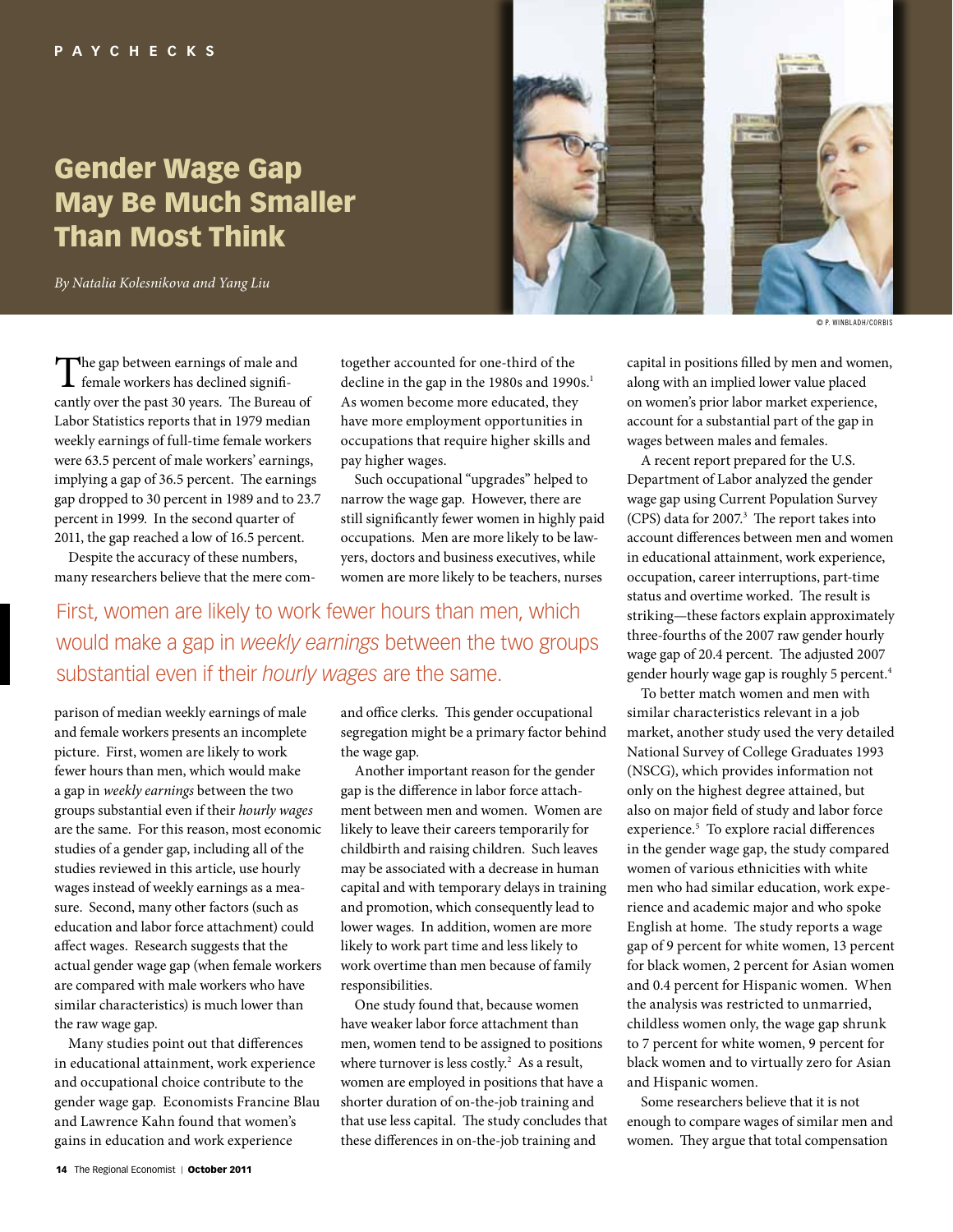PAYCHECKS

# Gender Wage Gap May Be Much Smaller Than Most Think

*By Natalia Kolesnikova and Yang Liu*

The gap between earnings of male and female workers has declined significantly over the past 30 years. The Bureau of Labor Statistics reports that in 1979 median weekly earnings of full-time female workers were 63.5 percent of male workers' earnings, implying a gap of 36.5 percent. The earnings gap dropped to 30 percent in 1989 and to 23.7 percent in 1999. In the second quarter of 2011, the gap reached a low of 16.5 percent.

Despite the accuracy of these numbers, many researchers believe that the mere comparison of median weekly earnings of male and female workers presents an incomplete picture. First, women are likely to work fewer hours than men, which would make a gap in *weekly earnings* between the two groups substantial even if their *hourly wages* are the same. For this reason, most economic studies of a gender gap, including all of the studies reviewed in this article, use hourly wages instead of weekly earnings as a measure. Second, many other factors (such as education and labor force attachment) could affect wages. Research suggests that the actual gender wage gap (when female workers are compared with male workers who have similar characteristics) is much lower than the raw wage gap.

> First, women are likely to work fewer hours than men, which would make a gap in *weekly earnings* between the two groups substantial even if their *hourly wages* are the same.

Many studies point out that differences in educational attainment, work experience and occupational choice contribute to the gender wage gap. Economists Francine Blau and Lawrence Kahn found that women's gains in education and work experience together accounted for one-third of the decline in the gap in the 1980s and 1990s.[1] As women become more educated, they have more employment opportunities in occupations that require higher skills and pay higher wages.

Such occupational "upgrades" helped to narrow the wage gap. However, there are still significantly fewer women in highly paid occupations. Men are more likely to be lawyers, doctors and business executives, while women are more likely to be teachers, nurses and office clerks. This gender occupational segregation might be a primary factor behind the wage gap.

Another important reason for the gender gap is the difference in labor force attachment between men and women. Women are likely to leave their careers temporarily for childbirth and raising children. Such leaves may be associated with a decrease in human capital and with temporary delays in training and promotion, which consequently lead to lower wages. In addition, women are more likely to work part time and less likely to work overtime than men because of family responsibilities.

One study found that, because women have weaker labor force attachment than men, women tend to be assigned to positions where turnover is less costly.[2] As a result, women are employed in positions that have a shorter duration of on-the-job training and that use less capital. The study concludes that these differences in on-the-job training and capital in positions filled by men and women, along with an implied lower value placed on women's prior labor market experience, account for a substantial part of the gap in wages between males and females.

A recent report prepared for the U.S. Department of Labor analyzed the gender wage gap using Current Population Survey (CPS) data for 2007.[3] The report takes into account differences between men and women in educational attainment, work experience, occupation, career interruptions, part-time status and overtime worked. The result is striking—these factors explain approximately three-fourths of the 2007 raw gender hourly wage gap of 20.4 percent. The adjusted 2007 gender hourly wage gap is roughly 5 percent.[4]

To better match women and men with similar characteristics relevant in a job market, another study used the very detailed National Survey of College Graduates 1993 (NSCG), which provides information not only on the highest degree attained, but also on major field of study and labor force experience.[5] To explore racial differences in the gender wage gap, the study compared women of various ethnicities with white men who had similar education, work experience and academic major and who spoke English at home. The study reports a wage gap of 9 percent for white women, 13 percent for black women, 2 percent for Asian women and 0.4 percent for Hispanic women. When the analysis was restricted to unmarried, childless women only, the wage gap shrunk to 7 percent for white women, 9 percent for black women and to virtually zero for Asian and Hispanic women.

Some researchers believe that it is not enough to compare wages of similar men and women. They argue that total compensation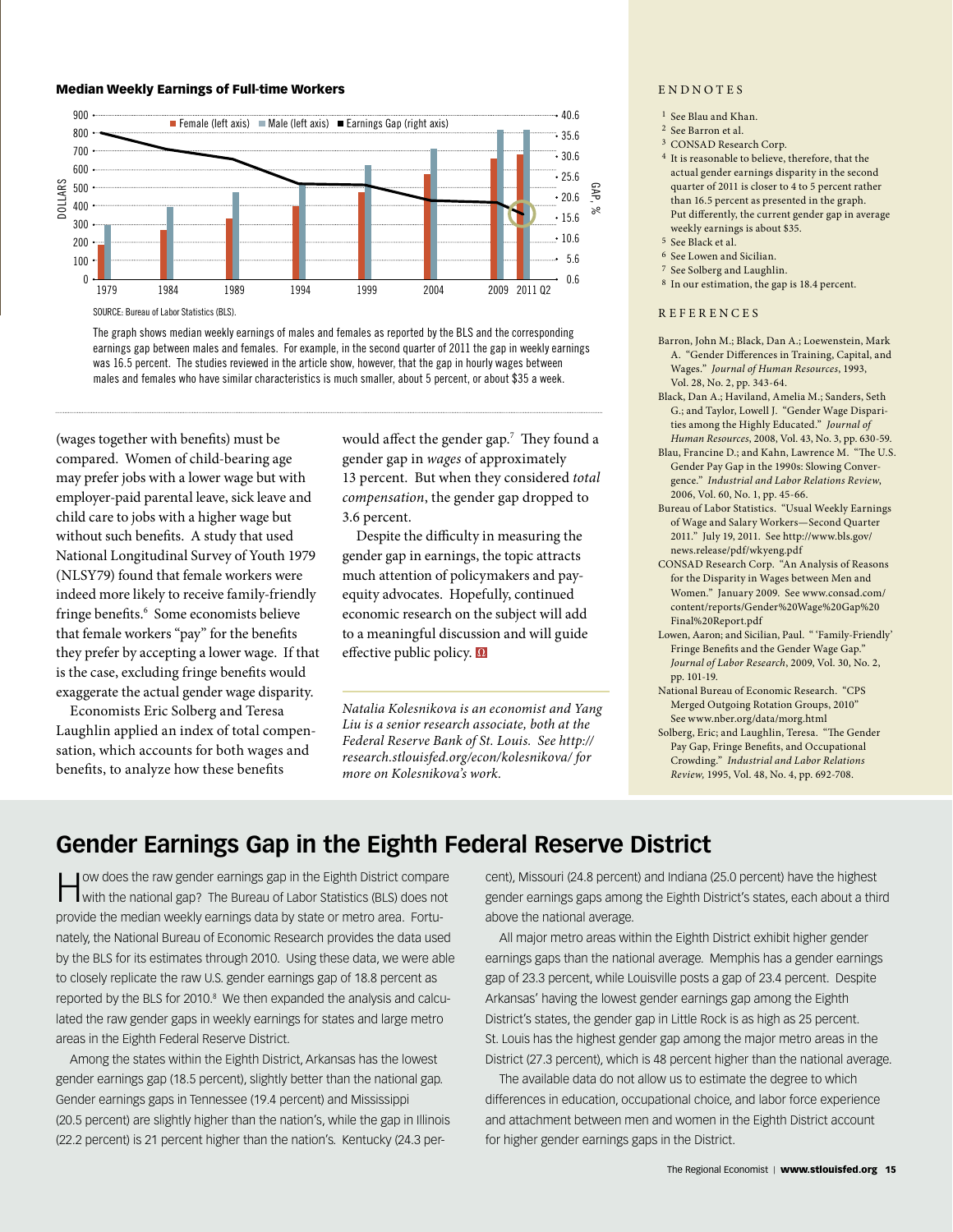**Median Weekly Earnings of Full-time Workers**

Female (left axis) | Male (left axis) | Earnings Gap (right axis)

DOLLARS: 900, 800, 700, 600, 500, 400, 300, 200, 100, 0

GAP, %: 40.6, 35.6, 30.6, 25.6, 20.6, 15.6, 10.6, 5.6, 0.6

1979, 1984, 1989, 1994, 1999, 2004, 2009, 2011 Q2

SOURCE: Bureau of Labor Statistics (BLS).

The graph shows median weekly earnings of males and females as reported by the BLS and the corresponding earnings gap between males and females. For example, in the second quarter of 2011 the gap in weekly earnings was 16.5 percent. The studies reviewed in the article show, however, that the gap in hourly wages between males and females who have similar characteristics is much smaller, about 5 percent, or about $35 a week.

(wages together with benefits) must be compared. Women of child-bearing age may prefer jobs with a lower wage but with employer-paid parental leave, sick leave and child care to jobs with a higher wage but without such benefits. A study that used National Longitudinal Survey of Youth 1979 (NLSY79) found that female workers were indeed more likely to receive family-friendly fringe benefits.[6] Some economists believe that female workers "pay" for the benefits they prefer by accepting a lower wage. If that is the case, excluding fringe benefits would exaggerate the actual gender wage disparity.

Economists Eric Solberg and Teresa Laughlin applied an index of total compensation, which accounts for both wages and benefits, to analyze how these benefits would affect the gender gap.[7] They found a gender gap in *wages* of approximately 13 percent. But when they considered *total compensation*, the gender gap dropped to 3.6 percent.

Despite the difficulty in measuring the gender gap in earnings, the topic attracts much attention of policymakers and pay-equity advocates. Hopefully, continued economic research on the subject will add to a meaningful discussion and will guide effective public policy.

*Natalia Kolesnikova is an economist and Yang Liu is a senior research associate, both at the Federal Reserve Bank of St. Louis. See http://research.stlouisfed.org/econ/kolesnikova/ for more on Kolesnikova's work.*

## ENDNOTES

1. See Blau and Khan.
2. See Barron et al.
3. CONSAD Research Corp.
4. It is reasonable to believe, therefore, that the actual gender earnings disparity in the second quarter of 2011 is closer to 4 to 5 percent rather than 16.5 percent as presented in the graph. Put differently, the current gender gap in average weekly earnings is about $35.
5. See Black et al.
6. See Lowen and Sicilian.
7. See Solberg and Laughlin.
8. In our estimation, the gap is 18.4 percent.

## REFERENCES

Barron, John M.; Black, Dan A.; Loewenstein, Mark A. "Gender Differences in Training, Capital, and Wages." *Journal of Human Resources*, 1993, Vol. 28, No. 2, pp. 343-64.

Black, Dan A.; Haviland, Amelia M.; Sanders, Seth G.; and Taylor, Lowell J. "Gender Wage Disparities among the Highly Educated." *Journal of Human Resources*, 2008, Vol. 43, No. 3, pp. 630-59.

Blau, Francine D.; and Kahn, Lawrence M. "The U.S. Gender Pay Gap in the 1990s: Slowing Convergence." *Industrial and Labor Relations Review*, 2006, Vol. 60, No. 1, pp. 45-66.

Bureau of Labor Statistics. "Usual Weekly Earnings of Wage and Salary Workers—Second Quarter 2011." July 19, 2011. See http://www.bls.gov/news.release/pdf/wkyeng.pdf

CONSAD Research Corp. "An Analysis of Reasons for the Disparity in Wages between Men and Women." January 2009. See www.consad.com/content/reports/Gender%20Wage%20Gap%20Final%20Report.pdf

Lowen, Aaron; and Sicilian, Paul. "'Family-Friendly' Fringe Benefits and the Gender Wage Gap." *Journal of Labor Research*, 2009, Vol. 30, No. 2, pp. 101-19.

National Bureau of Economic Research. "CPS Merged Outgoing Rotation Groups, 2010" See www.nber.org/data/morg.html

Solberg, Eric; and Laughlin, Teresa. "The Gender Pay Gap, Fringe Benefits, and Occupational Crowding." *Industrial and Labor Relations Review*, 1995, Vol. 48, No. 4, pp. 692-708.

# Gender Earnings Gap in the Eighth Federal Reserve District

How does the raw gender earnings gap in the Eighth District compare with the national gap? The Bureau of Labor Statistics (BLS) does not provide the median weekly earnings data by state or metro area. Fortunately, the National Bureau of Economic Research provides the data used by the BLS for its estimates through 2010. Using these data, we were able to closely replicate the raw U.S. gender earnings gap of 18.8 percent as reported by the BLS for 2010.[8] We then expanded the analysis and calculated the raw gender gaps in weekly earnings for states and large metro areas in the Eighth Federal Reserve District.

Among the states within the Eighth District, Arkansas has the lowest gender earnings gap (18.5 percent), slightly better than the national gap. Gender earnings gaps in Tennessee (19.4 percent) and Mississippi (20.5 percent) are slightly higher than the nation's, while the gap in Illinois (22.2 percent) is 21 percent higher than the nation's. Kentucky (24.3 percent), Missouri (24.8 percent) and Indiana (25.0 percent) have the highest gender earnings gaps among the Eighth District's states, each about a third above the national average.

All major metro areas within the Eighth District exhibit higher gender earnings gaps than the national average. Memphis has a gender earnings gap of 23.3 percent, while Louisville posts a gap of 23.4 percent. Despite Arkansas' having the lowest gender earnings gap among the Eighth District's states, the gender gap in Little Rock is as high as 25 percent. St. Louis has the highest gender gap among the major metro areas in the District (27.3 percent), which is 48 percent higher than the national average.

The available data do not allow us to estimate the degree to which differences in education, occupational choice, and labor force experience and attachment between men and women in the Eighth District account for higher gender earnings gaps in the District.